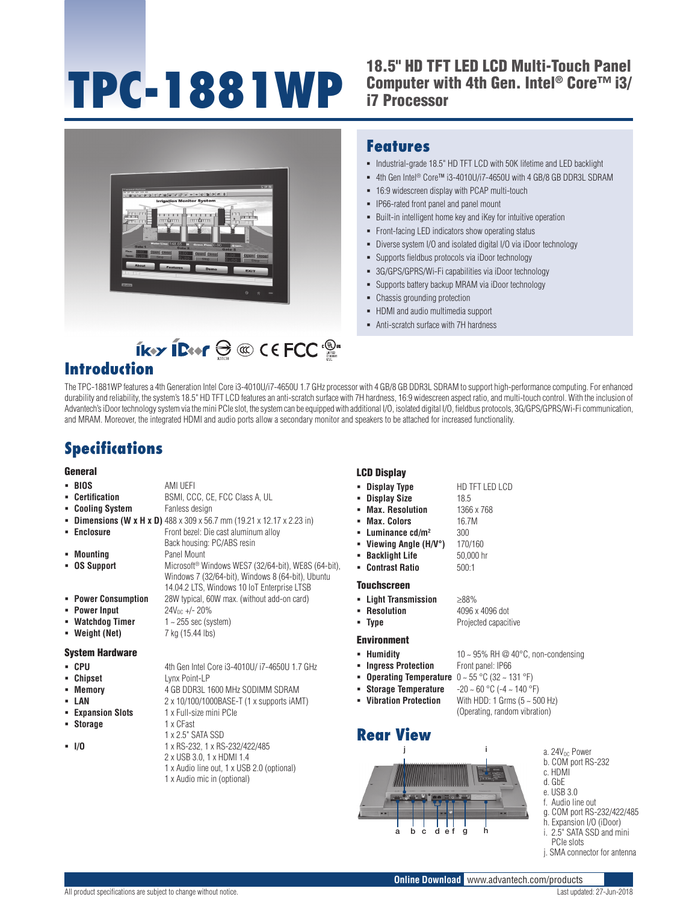# TPC-1881WP

## 18.5" HD TFT LED LCD Multi-Touch Panel Computer with 4th Gen. Intel® Core™ i3/ i7 Processor

## Features

- Industrial-grade 18.5" HD TFT LCD with 50K lifetime and LED backlight
- 4th Gen Intel® Core™ i3-4010U/i7-4650U with 4 GB/8 GB DDR3L SDRAM
- 16:9 widescreen display with PCAP multi-touch
- IP66-rated front panel and panel mount
- Built-in intelligent home key and iKey for intuitive operation
- Front-facing LED indicators show operating status
- Diverse system I/O and isolated digital I/O via iDoor technology
- Supports fieldbus protocols via iDoor technology
- 3G/GPS/GPRS/Wi-Fi capabilities via iDoor technology
- Supports battery backup MRAM via iDoor technology
- Chassis grounding protection
- HDMI and audio multimedia support
- Anti-scratch surface with 7H hardness

## Introduction

The TPC-1881WP features a 4th Generation Intel Core i3-4010U/i7-4650U 1.7 GHz processor with 4 GB/8 GB DDR3L SDRAM to support high-performance computing. For enhanced durability and reliability, the system's 18.5" HD TFT LCD features an anti-scratch surface with 7H hardness, 16:9 widescreen aspect ratio, and multi-touch control. With the inclusion of Advantech's iDoor technology system via the mini PCIe slot, the system can be equipped with additional I/O, isolated digital I/O, fieldbus protocols, 3G/GPS/GPRS/Wi-Fi communication, and MRAM. Moreover, the integrated HDMI and audio ports allow a secondary monitor and speakers to be attached for increased functionality.

## Specifications

### General

- **BIOS**: AMI UEFI
- **Certification**: BSMI, CCC, CE, FCC Class A, UL
- **Cooling System**: Fanless design
- **Dimensions (W x H x D)**: 488 x 309 x 56.7 mm (19.21 x 12.17 x 2.23 in)
- **Enclosure**: Front bezel: Die cast aluminum alloy; Back housing: PC/ABS resin
- **Mounting**: Panel Mount
- **OS Support**: Microsoft® Windows WES7 (32/64-bit), WE8S (64-bit), Windows 7 (32/64-bit), Windows 8 (64-bit), Ubuntu 14.04.2 LTS, Windows 10 IoT Enterprise LTSB
- **Power Consumption**: 28W typical, 60W max. (without add-on card)
- **Power Input**: $24V_{DC}$ +/- 20%
- **Watchdog Timer**: 1 ~ 255 sec (system)
- **Weight (Net)**: 7 kg (15.44 lbs)

### System Hardware

- **CPU**: 4th Gen Intel Core i3-4010U/ i7-4650U 1.7 GHz
- **Chipset**: Lynx Point-LP
- **Memory**: 4 GB DDR3L 1600 MHz SODIMM SDRAM
- **LAN**: 2 x 10/100/1000BASE-T (1 x supports iAMT)
- **Expansion Slots**: 1 x Full-size mini PCIe
- **Storage**: 1 x CFast; 1 x 2.5" SATA SSD
- **I/O**: 1 x RS-232, 1 x RS-232/422/485; 2 x USB 3.0, 1 x HDMI 1.4; 1 x Audio line out, 1 x USB 2.0 (optional); 1 x Audio mic in (optional)

### LCD Display

- **Display Type**: HD TFT LED LCD
- **Display Size**: 18.5
- **Max. Resolution**: 1366 x 768
- **Max. Colors**: 16.7M
- **Luminance cd/m²**: 300
- **Viewing Angle (H/V°)**: 170/160
- **Backlight Life**: 50,000 hr
- **Contrast Ratio**: 500:1

### Touchscreen

- **Light Transmission**: ≥88%
- **Resolution**: 4096 x 4096 dot
- **Type**: Projected capacitive

### Environment

- **Humidity**: 10 ~ 95% RH @ 40°C, non-condensing
- **Ingress Protection**: Front panel: IP66
- **Operating Temperature**: 0 ~ 55 °C (32 ~ 131 °F)
- **Storage Temperature**: -20 ~ 60 °C (-4 ~ 140 °F)
- **Vibration Protection**: With HDD: 1 Grms (5 ~ 500 Hz) (Operating, random vibration)

## Rear View

a. $24V_{DC}$ Power
b. COM port RS-232
c. HDMI
d. GbE
e. USB 3.0
f. Audio line out
g. COM port RS-232/422/485
h. Expansion I/O (iDoor)
i. 2.5" SATA SSD and mini PCIe slots
j. SMA connector for antenna

**Online Download** www.advantech.com/products

All product specifications are subject to change without notice. Last updated: 27-Jun-2018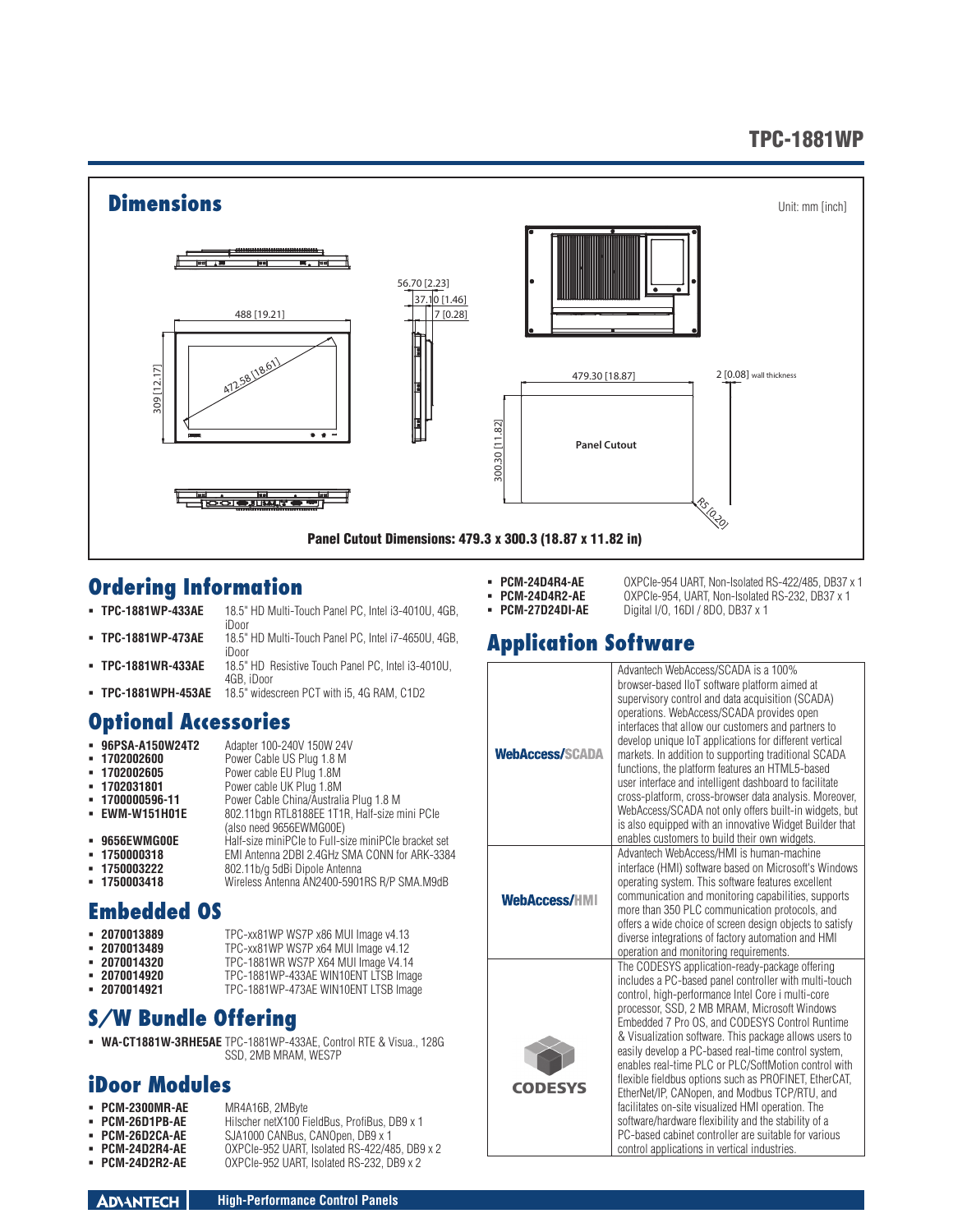## Dimensions

Unit: mm [inch]

488 [19.21]
309 [12.17]
472.58 [18.61]
56.70 [2.23]
37.10 [1.46]
7 [0.28]
479.30 [18.87]
2 [0.08] wall thickness
300.30 [11.82]
Panel Cutout
R5 [0.20]

**Panel Cutout Dimensions: 479.3 x 300.3 (18.87 x 11.82 in)**

## Ordering Information

- **TPC-1881WP-433AE** 18.5" HD Multi-Touch Panel PC, Intel i3-4010U, 4GB, iDoor
- **TPC-1881WP-473AE** 18.5" HD Multi-Touch Panel PC, Intel i7-4650U, 4GB, iDoor
- **TPC-1881WR-433AE** 18.5" HD Resistive Touch Panel PC, Intel i3-4010U, 4GB, iDoor
- **TPC-1881WPH-453AE** 18.5" widescreen PCT with i5, 4G RAM, C1D2

## Optional Accessories

- **96PSA-A150W24T2** Adapter 100-240V 150W 24V
- **1702002600** Power Cable US Plug 1.8 M
- **1702002605** Power cable EU Plug 1.8M
- **1702031801** Power cable UK Plug 1.8M
- **1700000596-11** Power Cable China/Australia Plug 1.8 M
- **EWM-W151H01E** 802.11bgn RTL8188EE 1T1R, Half-size mini PCIe (also need 9656EWMG00E)
- **9656EWMG00E** Half-size miniPCIe to Full-size miniPCIe bracket set
- **1750000318** EMI Antenna 2DBI 2.4GHz SMA CONN for ARK-3384
- **1750003222** 802.11b/g 5dBi Dipole Antenna
- **1750003418** Wireless Antenna AN2400-5901RS R/P SMA.M9dB

## Embedded OS

- **2070013889** TPC-xx81WP WS7P x86 MUI Image v4.13
- **2070013489** TPC-xx81WP WS7P x64 MUI Image v4.12
- **2070014320** TPC-1881WR WS7P X64 MUI Image V4.14
- **2070014920** TPC-1881WP-433AE WIN10ENT LTSB Image
- **2070014921** TPC-1881WP-473AE WIN10ENT LTSB Image

## S/W Bundle Offering

- **WA-CT1881W-3RHE5AE** TPC-1881WP-433AE, Control RTE & Visua., 128G SSD, 2MB MRAM, WES7P

## iDoor Modules

- **PCM-2300MR-AE** MR4A16B, 2MByte
- **PCM-26D1PB-AE** Hilscher netX100 FieldBus, ProfiBus, DB9 x 1
- **PCM-26D2CA-AE** SJA1000 CANBus, CANOpen, DB9 x 1
- **PCM-24D2R4-AE** OXPCIe-952 UART, Isolated RS-422/485, DB9 x 2
- **PCM-24D2R2-AE** OXPCIe-952 UART, Isolated RS-232, DB9 x 2
- **PCM-24D4R4-AE** OXPCIe-954 UART, Non-Isolated RS-422/485, DB37 x 1
- **PCM-24D4R2-AE** OXPCIe-954, UART, Non-Isolated RS-232, DB37 x 1
- **PCM-27D24DI-AE** Digital I/O, 16DI / 8DO, DB37 x 1

## Application Software

| | |
|---|---|
| WebAccess/SCADA | Advantech WebAccess/SCADA is a 100% browser-based IIoT software platform aimed at supervisory control and data acquisition (SCADA) operations. WebAccess/SCADA provides open interfaces that allow our customers and partners to develop unique IoT applications for different vertical markets. In addition to supporting traditional SCADA functions, the platform features an HTML5-based user interface and intelligent dashboard to facilitate cross-platform, cross-browser data analysis. Moreover, WebAccess/SCADA not only offers built-in widgets, but is also equipped with an innovative Widget Builder that enables customers to build their own widgets. |
| WebAccess/HMI | Advantech WebAccess/HMI is human-machine interface (HMI) software based on Microsoft's Windows operating system. This software features excellent communication and monitoring capabilities, supports more than 350 PLC communication protocols, and offers a wide choice of screen design objects to satisfy diverse integrations of factory automation and HMI operation and monitoring requirements. |
| CODESYS | The CODESYS application-ready-package offering includes a PC-based panel controller with multi-touch control, high-performance Intel Core i multi-core processor, SSD, 2 MB MRAM, Microsoft Windows Embedded 7 Pro OS, and CODESYS Control Runtime & Visualization software. This package allows users to easily develop a PC-based real-time control system, enables real-time PLC or PLC/SoftMotion control with flexible fieldbus options such as PROFINET, EtherCAT, EtherNet/IP, CANopen, and Modbus TCP/RTU, and facilitates on-site visualized HMI operation. The software/hardware flexibility and the stability of a PC-based cabinet controller are suitable for various control applications in vertical industries. |